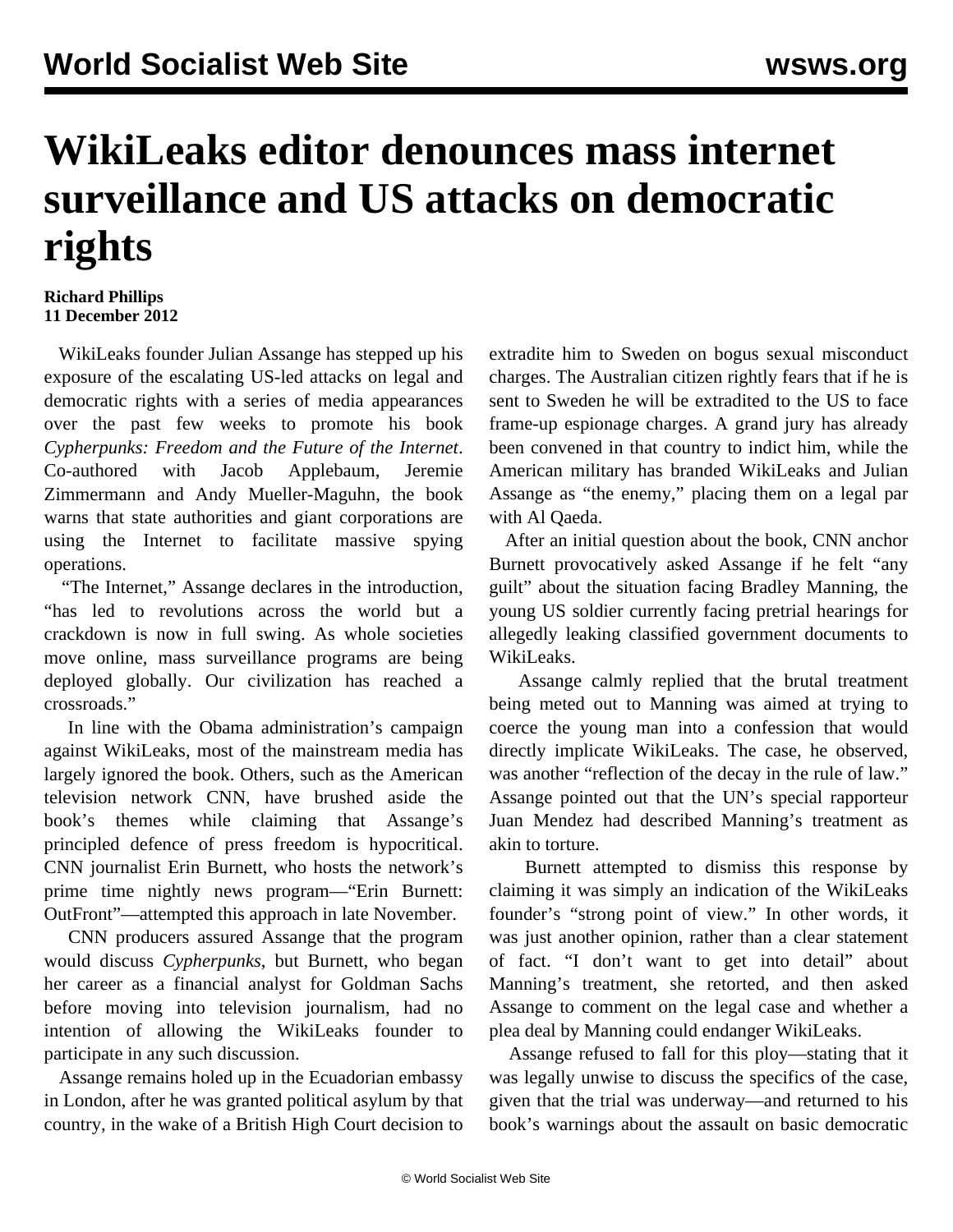# WikiLeaks editor denounces mass internet surveillance and US attacks on democratic rights

**Richard Phillips**
**11 December 2012**

WikiLeaks founder Julian Assange has stepped up his exposure of the escalating US-led attacks on legal and democratic rights with a series of media appearances over the past few weeks to promote his book *Cypherpunks: Freedom and the Future of the Internet*. Co-authored with Jacob Applebaum, Jeremie Zimmermann and Andy Mueller-Maguhn, the book warns that state authorities and giant corporations are using the Internet to facilitate massive spying operations.

"The Internet," Assange declares in the introduction, "has led to revolutions across the world but a crackdown is now in full swing. As whole societies move online, mass surveillance programs are being deployed globally. Our civilization has reached a crossroads."

In line with the Obama administration's campaign against WikiLeaks, most of the mainstream media has largely ignored the book. Others, such as the American television network CNN, have brushed aside the book's themes while claiming that Assange's principled defence of press freedom is hypocritical. CNN journalist Erin Burnett, who hosts the network's prime time nightly news program—"Erin Burnett: OutFront"—attempted this approach in late November.

CNN producers assured Assange that the program would discuss *Cypherpunks*, but Burnett, who began her career as a financial analyst for Goldman Sachs before moving into television journalism, had no intention of allowing the WikiLeaks founder to participate in any such discussion.

Assange remains holed up in the Ecuadorian embassy in London, after he was granted political asylum by that country, in the wake of a British High Court decision to extradite him to Sweden on bogus sexual misconduct charges. The Australian citizen rightly fears that if he is sent to Sweden he will be extradited to the US to face frame-up espionage charges. A grand jury has already been convened in that country to indict him, while the American military has branded WikiLeaks and Julian Assange as "the enemy," placing them on a legal par with Al Qaeda.

After an initial question about the book, CNN anchor Burnett provocatively asked Assange if he felt "any guilt" about the situation facing Bradley Manning, the young US soldier currently facing pretrial hearings for allegedly leaking classified government documents to WikiLeaks.

Assange calmly replied that the brutal treatment being meted out to Manning was aimed at trying to coerce the young man into a confession that would directly implicate WikiLeaks. The case, he observed, was another "reflection of the decay in the rule of law." Assange pointed out that the UN's special rapporteur Juan Mendez had described Manning's treatment as akin to torture.

Burnett attempted to dismiss this response by claiming it was simply an indication of the WikiLeaks founder's "strong point of view." In other words, it was just another opinion, rather than a clear statement of fact. "I don't want to get into detail" about Manning's treatment, she retorted, and then asked Assange to comment on the legal case and whether a plea deal by Manning could endanger WikiLeaks.

Assange refused to fall for this ploy—stating that it was legally unwise to discuss the specifics of the case, given that the trial was underway—and returned to his book's warnings about the assault on basic democratic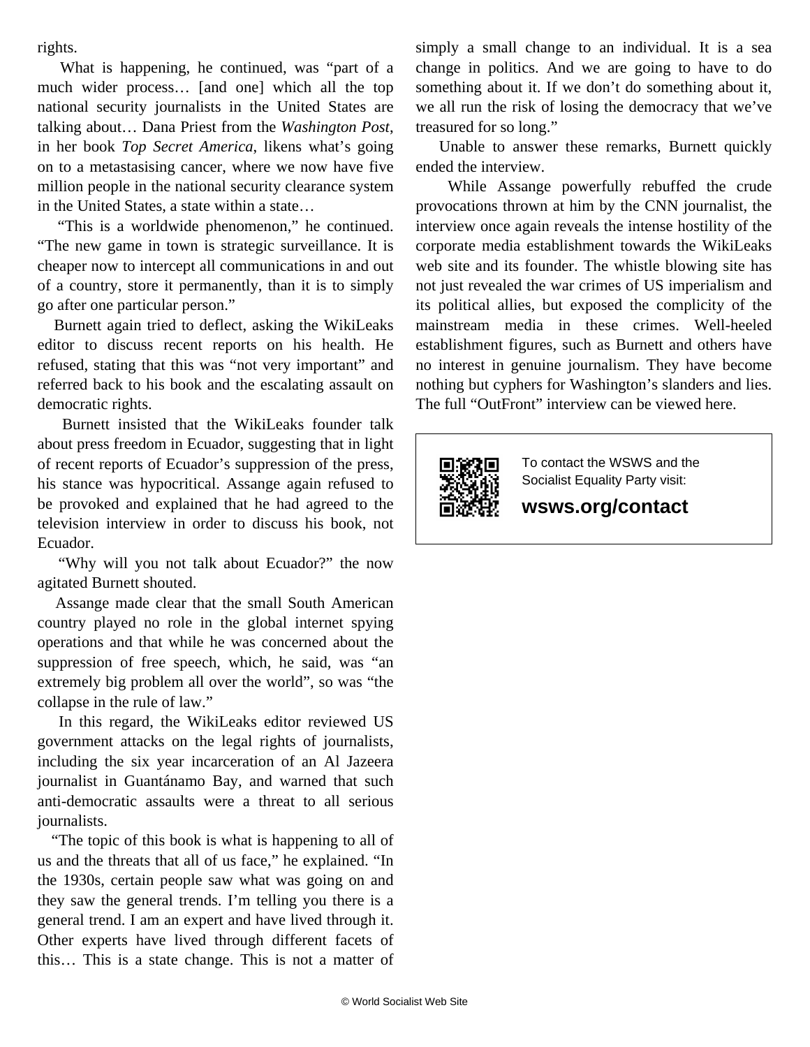rights.

What is happening, he continued, was "part of a much wider process… [and one] which all the top national security journalists in the United States are talking about… Dana Priest from the *Washington Post*, in her book *Top Secret America*, likens what's going on to a metastasising cancer, where we now have five million people in the national security clearance system in the United States, a state within a state…

"This is a worldwide phenomenon," he continued. "The new game in town is strategic surveillance. It is cheaper now to intercept all communications in and out of a country, store it permanently, than it is to simply go after one particular person."

Burnett again tried to deflect, asking the WikiLeaks editor to discuss recent reports on his health. He refused, stating that this was "not very important" and referred back to his book and the escalating assault on democratic rights.

Burnett insisted that the WikiLeaks founder talk about press freedom in Ecuador, suggesting that in light of recent reports of Ecuador's suppression of the press, his stance was hypocritical. Assange again refused to be provoked and explained that he had agreed to the television interview in order to discuss his book, not Ecuador.

"Why will you not talk about Ecuador?" the now agitated Burnett shouted.

Assange made clear that the small South American country played no role in the global internet spying operations and that while he was concerned about the suppression of free speech, which, he said, was "an extremely big problem all over the world", so was "the collapse in the rule of law."

In this regard, the WikiLeaks editor reviewed US government attacks on the legal rights of journalists, including the six year incarceration of an Al Jazeera journalist in Guantánamo Bay, and warned that such anti-democratic assaults were a threat to all serious journalists.

"The topic of this book is what is happening to all of us and the threats that all of us face," he explained. "In the 1930s, certain people saw what was going on and they saw the general trends. I'm telling you there is a general trend. I am an expert and have lived through it. Other experts have lived through different facets of this… This is a state change. This is not a matter of simply a small change to an individual. It is a sea change in politics. And we are going to have to do something about it. If we don't do something about it, we all run the risk of losing the democracy that we've treasured for so long."

Unable to answer these remarks, Burnett quickly ended the interview.

While Assange powerfully rebuffed the crude provocations thrown at him by the CNN journalist, the interview once again reveals the intense hostility of the corporate media establishment towards the WikiLeaks web site and its founder. The whistle blowing site has not just revealed the war crimes of US imperialism and its political allies, but exposed the complicity of the mainstream media in these crimes. Well-heeled establishment figures, such as Burnett and others have no interest in genuine journalism. They have become nothing but cyphers for Washington's slanders and lies. The full "OutFront" interview can be viewed here.

To contact the WSWS and the Socialist Equality Party visit:

**wsws.org/contact**